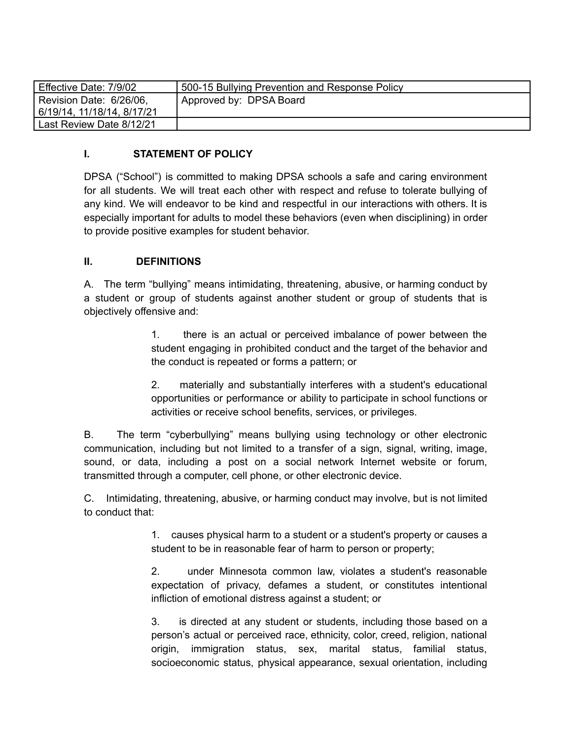| Effective Date: 7/9/02 | 500-15 Bullying Prevention and Response Policy |
|---|---|
| Revision Date: 6/26/06, 6/19/14, 11/18/14, 8/17/21 | Approved by: DPSA Board |
| Last Review Date 8/12/21 | |

## I. STATEMENT OF POLICY

DPSA ("School") is committed to making DPSA schools a safe and caring environment for all students. We will treat each other with respect and refuse to tolerate bullying of any kind. We will endeavor to be kind and respectful in our interactions with others. It is especially important for adults to model these behaviors (even when disciplining) in order to provide positive examples for student behavior.

## II. DEFINITIONS

A. The term "bullying" means intimidating, threatening, abusive, or harming conduct by a student or group of students against another student or group of students that is objectively offensive and:

> 1. there is an actual or perceived imbalance of power between the student engaging in prohibited conduct and the target of the behavior and the conduct is repeated or forms a pattern; or
>
> 2. materially and substantially interferes with a student's educational opportunities or performance or ability to participate in school functions or activities or receive school benefits, services, or privileges.

B. The term "cyberbullying" means bullying using technology or other electronic communication, including but not limited to a transfer of a sign, signal, writing, image, sound, or data, including a post on a social network Internet website or forum, transmitted through a computer, cell phone, or other electronic device.

C. Intimidating, threatening, abusive, or harming conduct may involve, but is not limited to conduct that:

> 1. causes physical harm to a student or a student's property or causes a student to be in reasonable fear of harm to person or property;
>
> 2. under Minnesota common law, violates a student's reasonable expectation of privacy, defames a student, or constitutes intentional infliction of emotional distress against a student; or
>
> 3. is directed at any student or students, including those based on a person's actual or perceived race, ethnicity, color, creed, religion, national origin, immigration status, sex, marital status, familial status, socioeconomic status, physical appearance, sexual orientation, including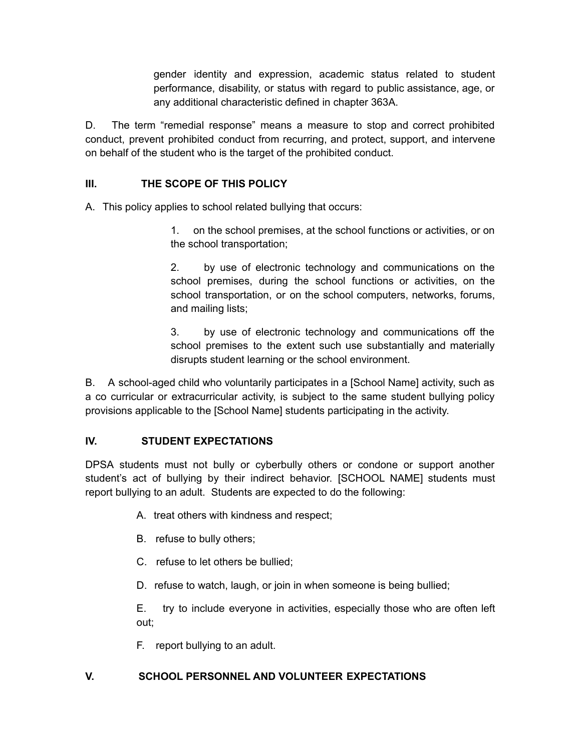gender identity and expression, academic status related to student performance, disability, or status with regard to public assistance, age, or any additional characteristic defined in chapter 363A.

D. The term “remedial response” means a measure to stop and correct prohibited conduct, prevent prohibited conduct from recurring, and protect, support, and intervene on behalf of the student who is the target of the prohibited conduct.

## III. THE SCOPE OF THIS POLICY

A. This policy applies to school related bullying that occurs:

1. on the school premises, at the school functions or activities, or on the school transportation;
2. by use of electronic technology and communications on the school premises, during the school functions or activities, on the school transportation, or on the school computers, networks, forums, and mailing lists;
3. by use of electronic technology and communications off the school premises to the extent such use substantially and materially disrupts student learning or the school environment.

B. A school-aged child who voluntarily participates in a [School Name] activity, such as a co curricular or extracurricular activity, is subject to the same student bullying policy provisions applicable to the [School Name] students participating in the activity.

## IV. STUDENT EXPECTATIONS

DPSA students must not bully or cyberbully others or condone or support another student’s act of bullying by their indirect behavior. [SCHOOL NAME] students must report bullying to an adult. Students are expected to do the following:

A. treat others with kindness and respect;

B. refuse to bully others;

C. refuse to let others be bullied;

D. refuse to watch, laugh, or join in when someone is being bullied;

E. try to include everyone in activities, especially those who are often left out;

F. report bullying to an adult.

## V. SCHOOL PERSONNEL AND VOLUNTEER EXPECTATIONS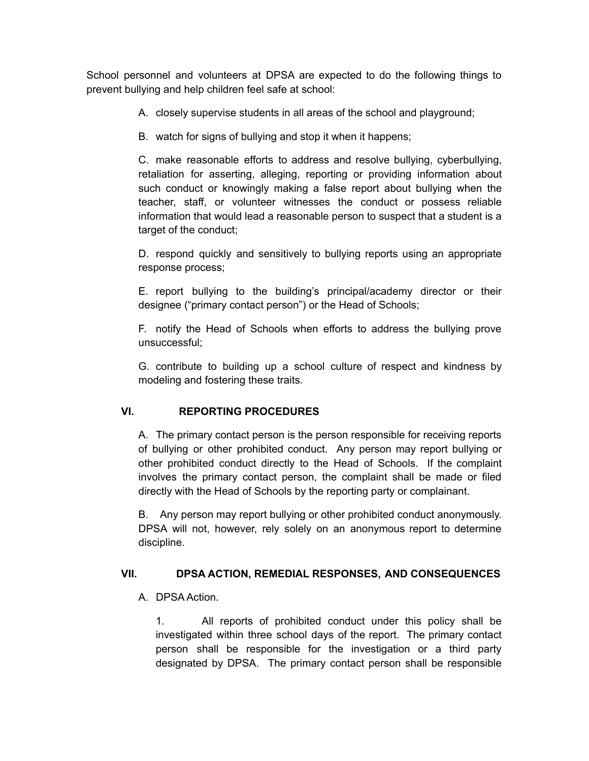School personnel and volunteers at DPSA are expected to do the following things to prevent bullying and help children feel safe at school:

A. closely supervise students in all areas of the school and playground;

B. watch for signs of bullying and stop it when it happens;

C. make reasonable efforts to address and resolve bullying, cyberbullying, retaliation for asserting, alleging, reporting or providing information about such conduct or knowingly making a false report about bullying when the teacher, staff, or volunteer witnesses the conduct or possess reliable information that would lead a reasonable person to suspect that a student is a target of the conduct;

D. respond quickly and sensitively to bullying reports using an appropriate response process;

E. report bullying to the building's principal/academy director or their designee ("primary contact person") or the Head of Schools;

F. notify the Head of Schools when efforts to address the bullying prove unsuccessful;

G. contribute to building up a school culture of respect and kindness by modeling and fostering these traits.

## VI. REPORTING PROCEDURES

A. The primary contact person is the person responsible for receiving reports of bullying or other prohibited conduct. Any person may report bullying or other prohibited conduct directly to the Head of Schools. If the complaint involves the primary contact person, the complaint shall be made or filed directly with the Head of Schools by the reporting party or complainant.

B. Any person may report bullying or other prohibited conduct anonymously. DPSA will not, however, rely solely on an anonymous report to determine discipline.

## VII. DPSA ACTION, REMEDIAL RESPONSES, AND CONSEQUENCES

A. DPSA Action.

1. All reports of prohibited conduct under this policy shall be investigated within three school days of the report. The primary contact person shall be responsible for the investigation or a third party designated by DPSA. The primary contact person shall be responsible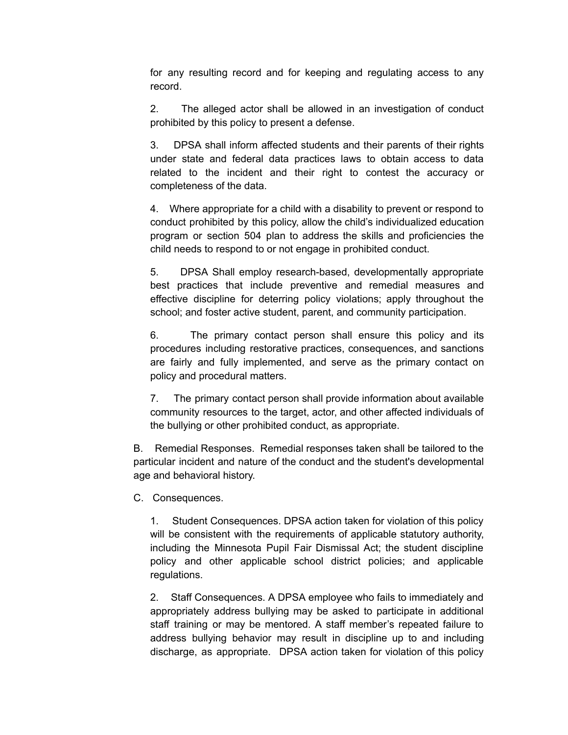for any resulting record and for keeping and regulating access to any record.

2. The alleged actor shall be allowed in an investigation of conduct prohibited by this policy to present a defense.

3. DPSA shall inform affected students and their parents of their rights under state and federal data practices laws to obtain access to data related to the incident and their right to contest the accuracy or completeness of the data.

4. Where appropriate for a child with a disability to prevent or respond to conduct prohibited by this policy, allow the child's individualized education program or section 504 plan to address the skills and proficiencies the child needs to respond to or not engage in prohibited conduct.

5. DPSA Shall employ research-based, developmentally appropriate best practices that include preventive and remedial measures and effective discipline for deterring policy violations; apply throughout the school; and foster active student, parent, and community participation.

6. The primary contact person shall ensure this policy and its procedures including restorative practices, consequences, and sanctions are fairly and fully implemented, and serve as the primary contact on policy and procedural matters.

7. The primary contact person shall provide information about available community resources to the target, actor, and other affected individuals of the bullying or other prohibited conduct, as appropriate.

B. Remedial Responses. Remedial responses taken shall be tailored to the particular incident and nature of the conduct and the student's developmental age and behavioral history.

C. Consequences.

1. Student Consequences. DPSA action taken for violation of this policy will be consistent with the requirements of applicable statutory authority, including the Minnesota Pupil Fair Dismissal Act; the student discipline policy and other applicable school district policies; and applicable regulations.

2. Staff Consequences. A DPSA employee who fails to immediately and appropriately address bullying may be asked to participate in additional staff training or may be mentored. A staff member's repeated failure to address bullying behavior may result in discipline up to and including discharge, as appropriate. DPSA action taken for violation of this policy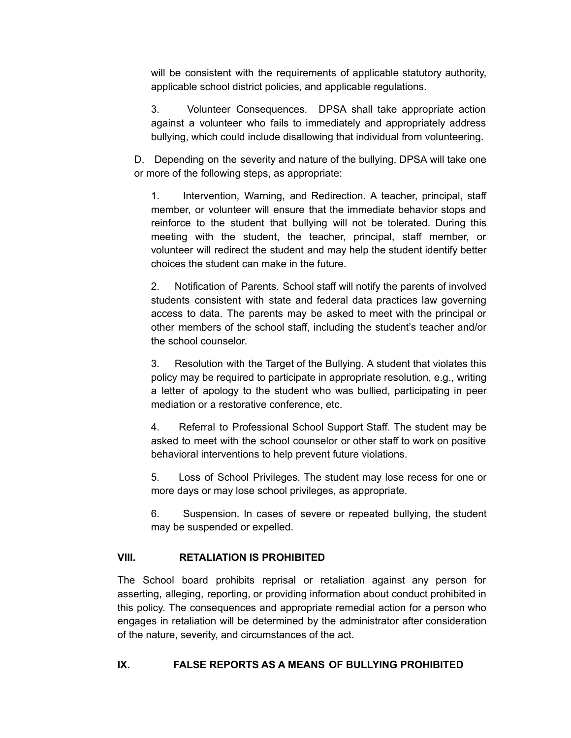will be consistent with the requirements of applicable statutory authority, applicable school district policies, and applicable regulations.

3. Volunteer Consequences. DPSA shall take appropriate action against a volunteer who fails to immediately and appropriately address bullying, which could include disallowing that individual from volunteering.

D. Depending on the severity and nature of the bullying, DPSA will take one or more of the following steps, as appropriate:

1. Intervention, Warning, and Redirection. A teacher, principal, staff member, or volunteer will ensure that the immediate behavior stops and reinforce to the student that bullying will not be tolerated. During this meeting with the student, the teacher, principal, staff member, or volunteer will redirect the student and may help the student identify better choices the student can make in the future.

2. Notification of Parents. School staff will notify the parents of involved students consistent with state and federal data practices law governing access to data. The parents may be asked to meet with the principal or other members of the school staff, including the student's teacher and/or the school counselor.

3. Resolution with the Target of the Bullying. A student that violates this policy may be required to participate in appropriate resolution, e.g., writing a letter of apology to the student who was bullied, participating in peer mediation or a restorative conference, etc.

4. Referral to Professional School Support Staff. The student may be asked to meet with the school counselor or other staff to work on positive behavioral interventions to help prevent future violations.

5. Loss of School Privileges. The student may lose recess for one or more days or may lose school privileges, as appropriate.

6. Suspension. In cases of severe or repeated bullying, the student may be suspended or expelled.

## VIII. RETALIATION IS PROHIBITED

The School board prohibits reprisal or retaliation against any person for asserting, alleging, reporting, or providing information about conduct prohibited in this policy. The consequences and appropriate remedial action for a person who engages in retaliation will be determined by the administrator after consideration of the nature, severity, and circumstances of the act.

## IX. FALSE REPORTS AS A MEANS OF BULLYING PROHIBITED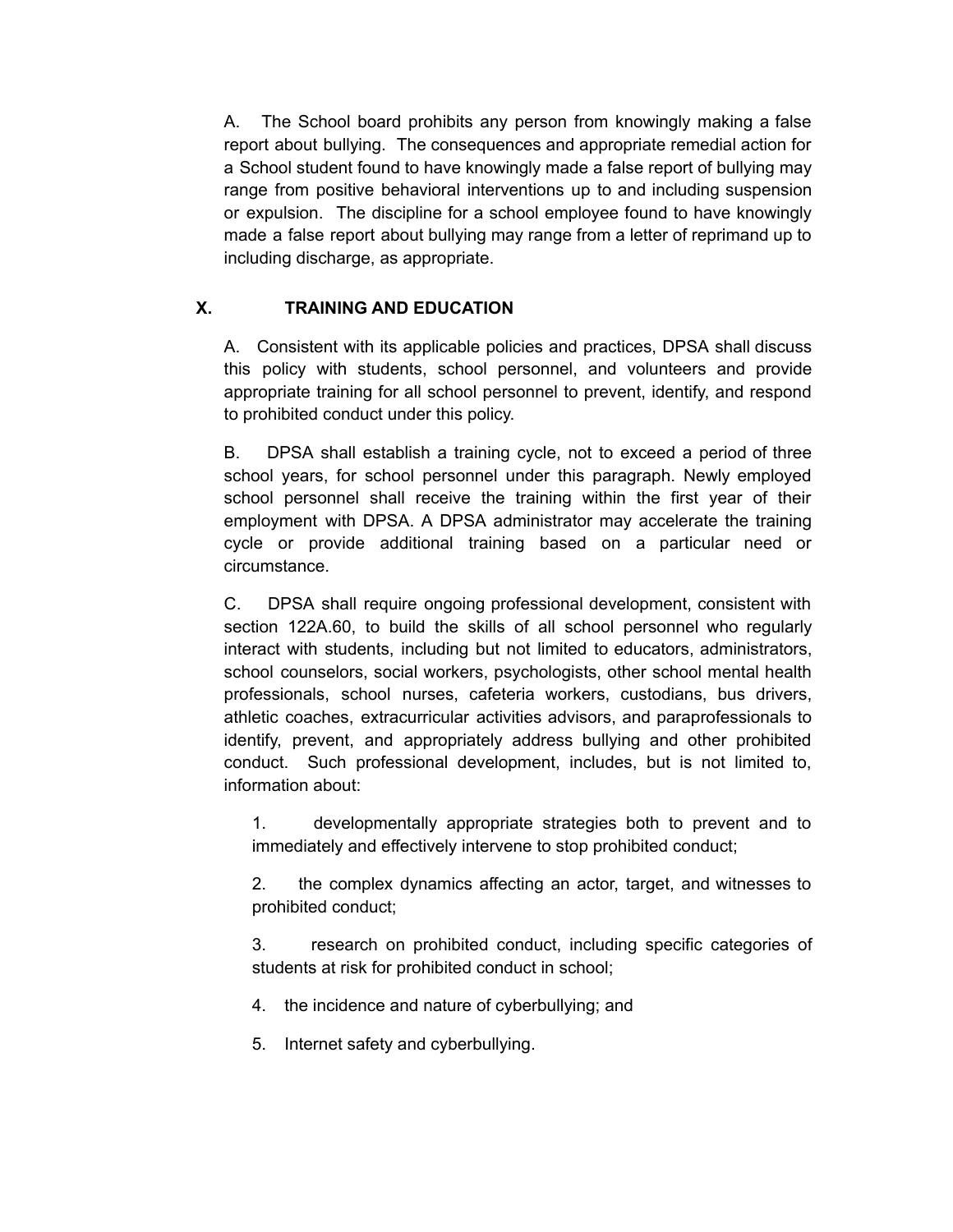A. The School board prohibits any person from knowingly making a false report about bullying. The consequences and appropriate remedial action for a School student found to have knowingly made a false report of bullying may range from positive behavioral interventions up to and including suspension or expulsion. The discipline for a school employee found to have knowingly made a false report about bullying may range from a letter of reprimand up to including discharge, as appropriate.

## X. TRAINING AND EDUCATION

A. Consistent with its applicable policies and practices, DPSA shall discuss this policy with students, school personnel, and volunteers and provide appropriate training for all school personnel to prevent, identify, and respond to prohibited conduct under this policy.

B. DPSA shall establish a training cycle, not to exceed a period of three school years, for school personnel under this paragraph. Newly employed school personnel shall receive the training within the first year of their employment with DPSA. A DPSA administrator may accelerate the training cycle or provide additional training based on a particular need or circumstance.

C. DPSA shall require ongoing professional development, consistent with section 122A.60, to build the skills of all school personnel who regularly interact with students, including but not limited to educators, administrators, school counselors, social workers, psychologists, other school mental health professionals, school nurses, cafeteria workers, custodians, bus drivers, athletic coaches, extracurricular activities advisors, and paraprofessionals to identify, prevent, and appropriately address bullying and other prohibited conduct. Such professional development, includes, but is not limited to, information about:

1. developmentally appropriate strategies both to prevent and to immediately and effectively intervene to stop prohibited conduct;

2. the complex dynamics affecting an actor, target, and witnesses to prohibited conduct;

3. research on prohibited conduct, including specific categories of students at risk for prohibited conduct in school;

4. the incidence and nature of cyberbullying; and

5. Internet safety and cyberbullying.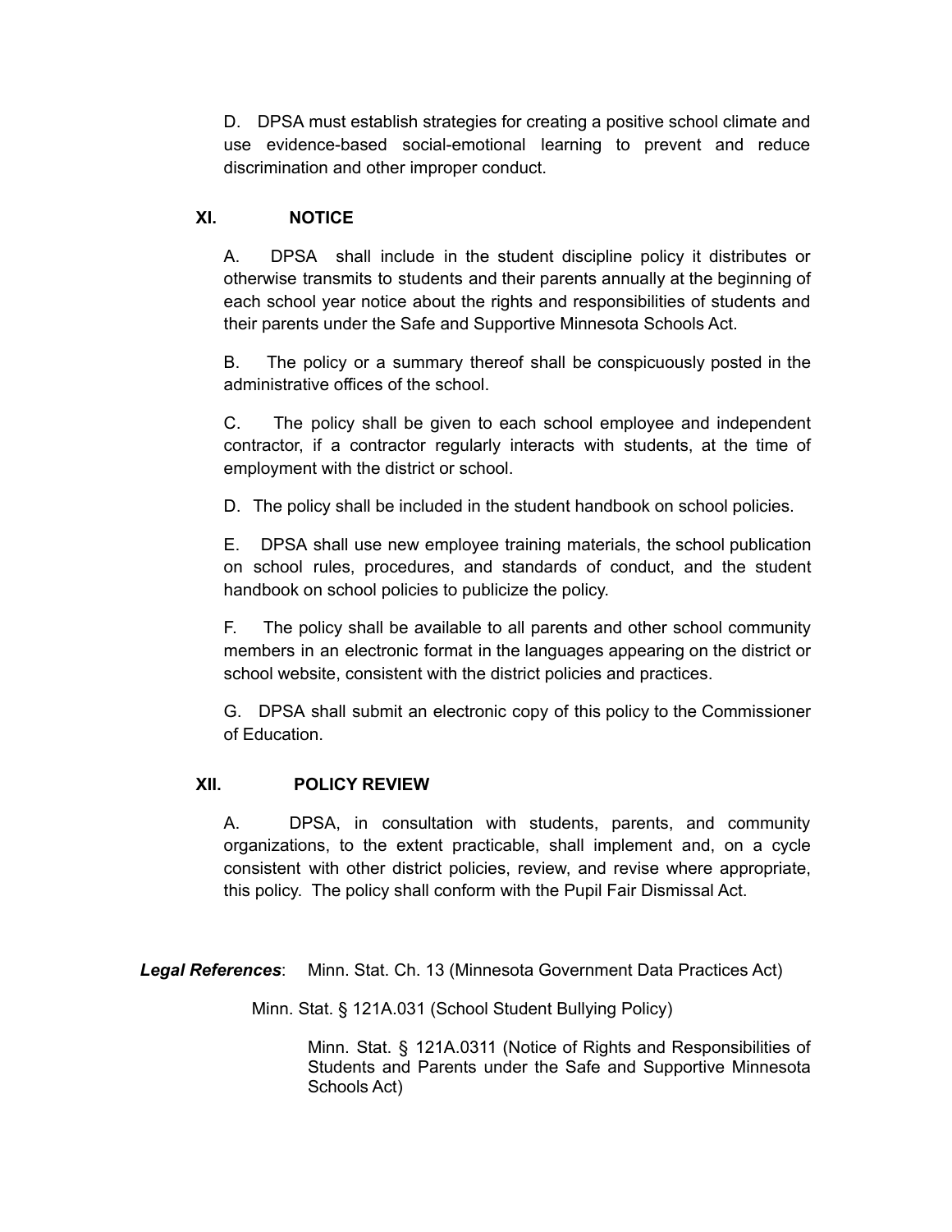D. DPSA must establish strategies for creating a positive school climate and use evidence-based social-emotional learning to prevent and reduce discrimination and other improper conduct.

## XI. NOTICE

A. DPSA shall include in the student discipline policy it distributes or otherwise transmits to students and their parents annually at the beginning of each school year notice about the rights and responsibilities of students and their parents under the Safe and Supportive Minnesota Schools Act.

B. The policy or a summary thereof shall be conspicuously posted in the administrative offices of the school.

C. The policy shall be given to each school employee and independent contractor, if a contractor regularly interacts with students, at the time of employment with the district or school.

D. The policy shall be included in the student handbook on school policies.

E. DPSA shall use new employee training materials, the school publication on school rules, procedures, and standards of conduct, and the student handbook on school policies to publicize the policy.

F. The policy shall be available to all parents and other school community members in an electronic format in the languages appearing on the district or school website, consistent with the district policies and practices.

G. DPSA shall submit an electronic copy of this policy to the Commissioner of Education.

## XII. POLICY REVIEW

A. DPSA, in consultation with students, parents, and community organizations, to the extent practicable, shall implement and, on a cycle consistent with other district policies, review, and revise where appropriate, this policy. The policy shall conform with the Pupil Fair Dismissal Act.

***Legal References***: Minn. Stat. Ch. 13 (Minnesota Government Data Practices Act)

Minn. Stat. § 121A.031 (School Student Bullying Policy)

Minn. Stat. § 121A.0311 (Notice of Rights and Responsibilities of Students and Parents under the Safe and Supportive Minnesota Schools Act)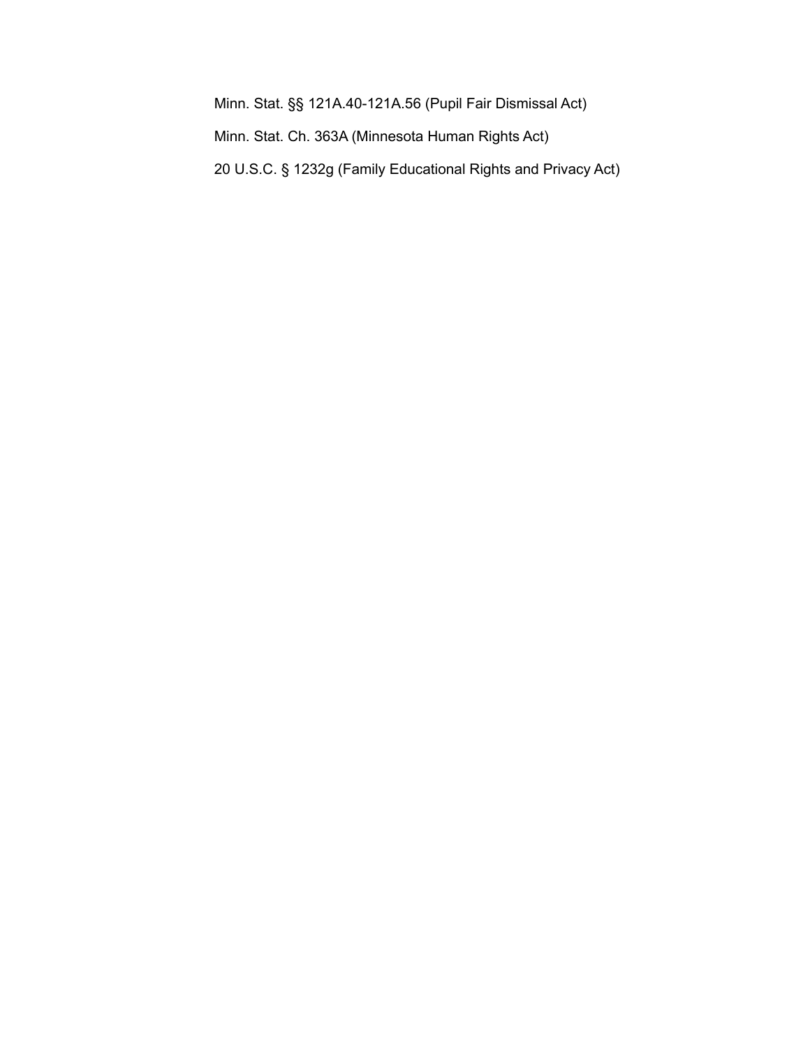Minn. Stat. §§ 121A.40-121A.56 (Pupil Fair Dismissal Act)

Minn. Stat. Ch. 363A (Minnesota Human Rights Act)

20 U.S.C. § 1232g (Family Educational Rights and Privacy Act)